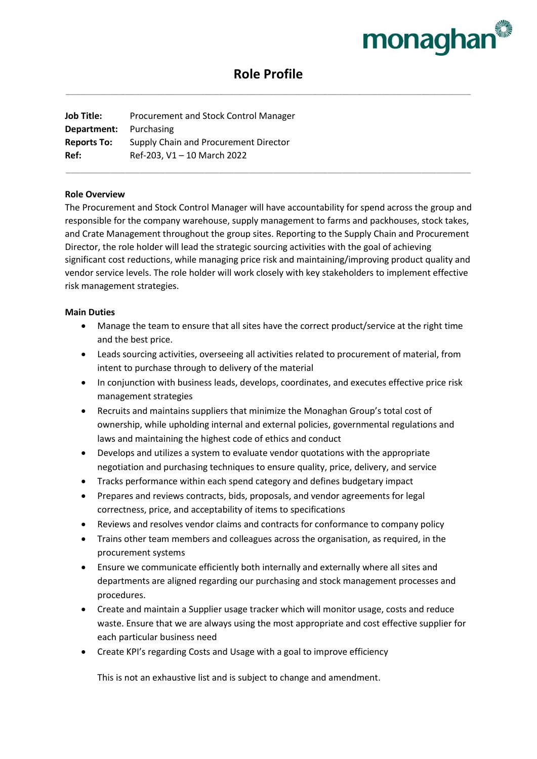monaghan

# Role Profile

| | |
|---|---|
| **Job Title:** | Procurement and Stock Control Manager |
| **Department:** | Purchasing |
| **Reports To:** | Supply Chain and Procurement Director |
| **Ref:** | Ref-203, V1 – 10 March 2022 |

**Role Overview**

The Procurement and Stock Control Manager will have accountability for spend across the group and responsible for the company warehouse, supply management to farms and packhouses, stock takes, and Crate Management throughout the group sites. Reporting to the Supply Chain and Procurement Director, the role holder will lead the strategic sourcing activities with the goal of achieving significant cost reductions, while managing price risk and maintaining/improving product quality and vendor service levels. The role holder will work closely with key stakeholders to implement effective risk management strategies.

**Main Duties**

- Manage the team to ensure that all sites have the correct product/service at the right time and the best price.
- Leads sourcing activities, overseeing all activities related to procurement of material, from intent to purchase through to delivery of the material
- In conjunction with business leads, develops, coordinates, and executes effective price risk management strategies
- Recruits and maintains suppliers that minimize the Monaghan Group's total cost of ownership, while upholding internal and external policies, governmental regulations and laws and maintaining the highest code of ethics and conduct
- Develops and utilizes a system to evaluate vendor quotations with the appropriate negotiation and purchasing techniques to ensure quality, price, delivery, and service
- Tracks performance within each spend category and defines budgetary impact
- Prepares and reviews contracts, bids, proposals, and vendor agreements for legal correctness, price, and acceptability of items to specifications
- Reviews and resolves vendor claims and contracts for conformance to company policy
- Trains other team members and colleagues across the organisation, as required, in the procurement systems
- Ensure we communicate efficiently both internally and externally where all sites and departments are aligned regarding our purchasing and stock management processes and procedures.
- Create and maintain a Supplier usage tracker which will monitor usage, costs and reduce waste. Ensure that we are always using the most appropriate and cost effective supplier for each particular business need
- Create KPI's regarding Costs and Usage with a goal to improve efficiency

This is not an exhaustive list and is subject to change and amendment.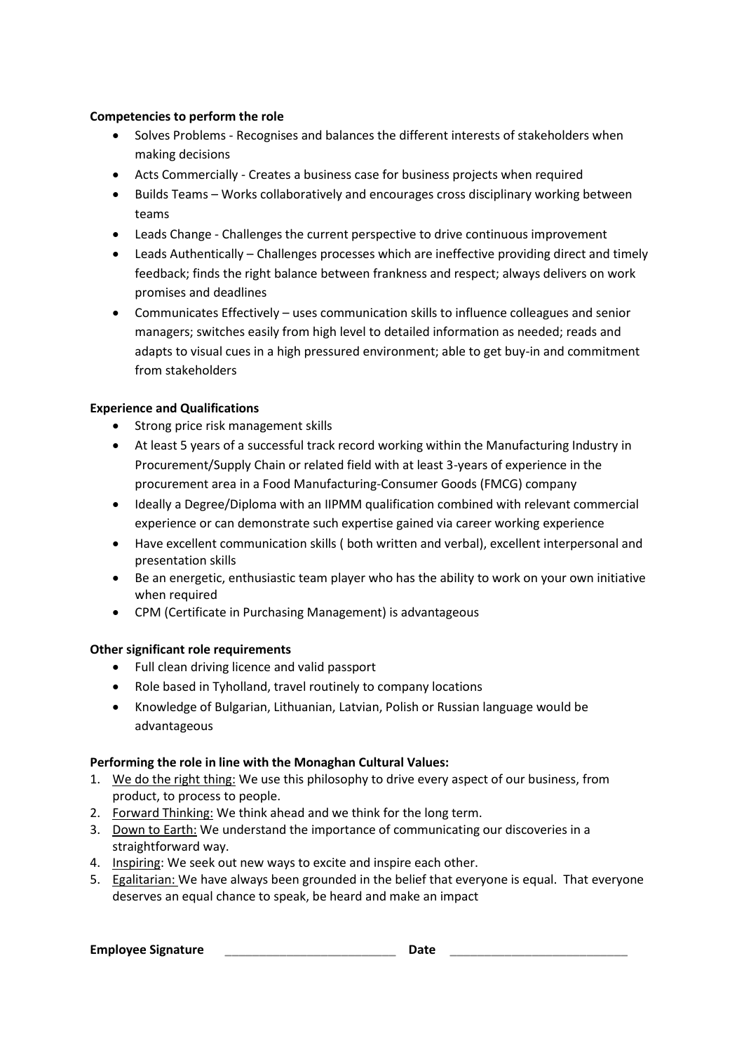**Competencies to perform the role**

- Solves Problems - Recognises and balances the different interests of stakeholders when making decisions
- Acts Commercially - Creates a business case for business projects when required
- Builds Teams – Works collaboratively and encourages cross disciplinary working between teams
- Leads Change - Challenges the current perspective to drive continuous improvement
- Leads Authentically – Challenges processes which are ineffective providing direct and timely feedback; finds the right balance between frankness and respect; always delivers on work promises and deadlines
- Communicates Effectively – uses communication skills to influence colleagues and senior managers; switches easily from high level to detailed information as needed; reads and adapts to visual cues in a high pressured environment; able to get buy-in and commitment from stakeholders

**Experience and Qualifications**

- Strong price risk management skills
- At least 5 years of a successful track record working within the Manufacturing Industry in Procurement/Supply Chain or related field with at least 3-years of experience in the procurement area in a Food Manufacturing-Consumer Goods (FMCG) company
- Ideally a Degree/Diploma with an IIPMM qualification combined with relevant commercial experience or can demonstrate such expertise gained via career working experience
- Have excellent communication skills ( both written and verbal), excellent interpersonal and presentation skills
- Be an energetic, enthusiastic team player who has the ability to work on your own initiative when required
- CPM (Certificate in Purchasing Management) is advantageous

**Other significant role requirements**

- Full clean driving licence and valid passport
- Role based in Tyholland, travel routinely to company locations
- Knowledge of Bulgarian, Lithuanian, Latvian, Polish or Russian language would be advantageous

**Performing the role in line with the Monaghan Cultural Values:**

1. We do the right thing: We use this philosophy to drive every aspect of our business, from product, to process to people.
2. Forward Thinking: We think ahead and we think for the long term.
3. Down to Earth: We understand the importance of communicating our discoveries in a straightforward way.
4. Inspiring: We seek out new ways to excite and inspire each other.
5. Egalitarian: We have always been grounded in the belief that everyone is equal. That everyone deserves an equal chance to speak, be heard and make an impact

**Employee Signature** ___________________________ **Date** ___________________________